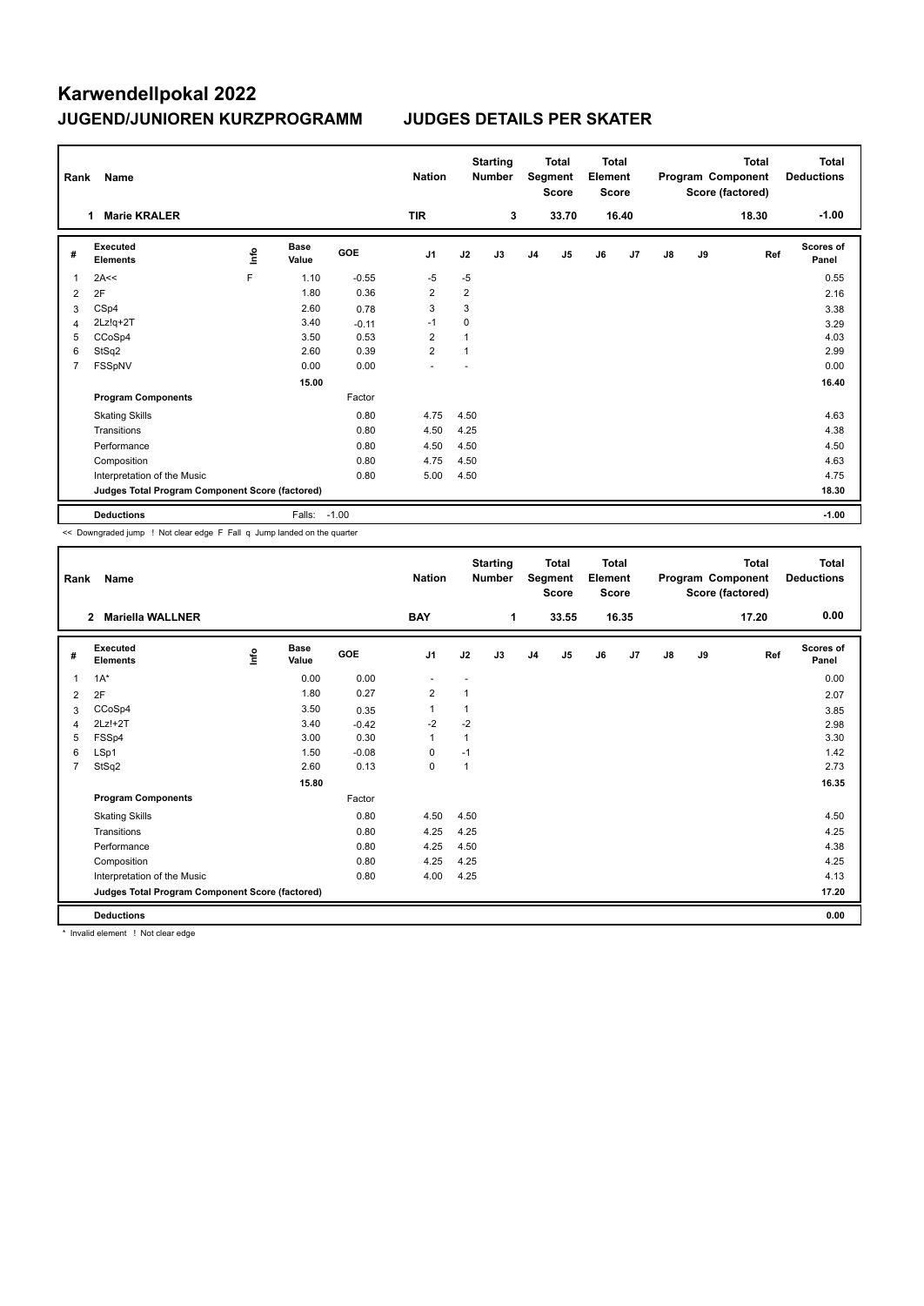# Karwendellpokal 2022

## JUGEND/JUNIOREN KURZPROGRAMM JUDGES DETAILS PER SKATER

| Rank | Name | Nation | Starting Number | Total Segment Score | Total Element Score | Total Program Component Score (factored) | Total Deductions |
|---|---|---|---|---|---|---|---|
| 1 | Marie KRALER | TIR | 3 | 33.70 | 16.40 | 18.30 | -1.00 |

| # | Executed Elements | Info | Base Value | GOE | J1 | J2 | J3 | J4 | J5 | J6 | J7 | J8 | J9 | Ref | Scores of Panel |
|---|---|---|---|---|---|---|---|---|---|---|---|---|---|---|---|
| 1 | 2A<< | F | 1.10 | -0.55 | -5 | -5 | | | | | | | | | 0.55 |
| 2 | 2F | | 1.80 | 0.36 | 2 | 2 | | | | | | | | | 2.16 |
| 3 | CSp4 | | 2.60 | 0.78 | 3 | 3 | | | | | | | | | 3.38 |
| 4 | 2Lz!q+2T | | 3.40 | -0.11 | -1 | 0 | | | | | | | | | 3.29 |
| 5 | CCoSp4 | | 3.50 | 0.53 | 2 | 1 | | | | | | | | | 4.03 |
| 6 | StSq2 | | 2.60 | 0.39 | 2 | 1 | | | | | | | | | 2.99 |
| 7 | FSSpNV | | 0.00 | 0.00 | - | - | | | | | | | | | 0.00 |
| | | | 15.00 | | | | | | | | | | | | 16.40 |
| | **Program Components** | | | Factor | | | | | | | | | | | |
| | Skating Skills | | | 0.80 | 4.75 | 4.50 | | | | | | | | | 4.63 |
| | Transitions | | | 0.80 | 4.50 | 4.25 | | | | | | | | | 4.38 |
| | Performance | | | 0.80 | 4.50 | 4.50 | | | | | | | | | 4.50 |
| | Composition | | | 0.80 | 4.75 | 4.50 | | | | | | | | | 4.63 |
| | Interpretation of the Music | | | 0.80 | 5.00 | 4.50 | | | | | | | | | 4.75 |
| | **Judges Total Program Component Score (factored)** | | | | | | | | | | | | | | 18.30 |
| | **Deductions** | | Falls: | -1.00 | | | | | | | | | | | -1.00 |

<< Downgraded jump ! Not clear edge F Fall q Jump landed on the quarter

| Rank | Name | Nation | Starting Number | Total Segment Score | Total Element Score | Total Program Component Score (factored) | Total Deductions |
|---|---|---|---|---|---|---|---|
| 2 | Mariella WALLNER | BAY | 1 | 33.55 | 16.35 | 17.20 | 0.00 |

| # | Executed Elements | Info | Base Value | GOE | J1 | J2 | J3 | J4 | J5 | J6 | J7 | J8 | J9 | Ref | Scores of Panel |
|---|---|---|---|---|---|---|---|---|---|---|---|---|---|---|---|
| 1 | 1A* | | 0.00 | 0.00 | - | - | | | | | | | | | 0.00 |
| 2 | 2F | | 1.80 | 0.27 | 2 | 1 | | | | | | | | | 2.07 |
| 3 | CCoSp4 | | 3.50 | 0.35 | 1 | 1 | | | | | | | | | 3.85 |
| 4 | 2Lz!+2T | | 3.40 | -0.42 | -2 | -2 | | | | | | | | | 2.98 |
| 5 | FSSp4 | | 3.00 | 0.30 | 1 | 1 | | | | | | | | | 3.30 |
| 6 | LSp1 | | 1.50 | -0.08 | 0 | -1 | | | | | | | | | 1.42 |
| 7 | StSq2 | | 2.60 | 0.13 | 0 | 1 | | | | | | | | | 2.73 |
| | | | 15.80 | | | | | | | | | | | | 16.35 |
| | **Program Components** | | | Factor | | | | | | | | | | | |
| | Skating Skills | | | 0.80 | 4.50 | 4.50 | | | | | | | | | 4.50 |
| | Transitions | | | 0.80 | 4.25 | 4.25 | | | | | | | | | 4.25 |
| | Performance | | | 0.80 | 4.25 | 4.50 | | | | | | | | | 4.38 |
| | Composition | | | 0.80 | 4.25 | 4.25 | | | | | | | | | 4.25 |
| | Interpretation of the Music | | | 0.80 | 4.00 | 4.25 | | | | | | | | | 4.13 |
| | **Judges Total Program Component Score (factored)** | | | | | | | | | | | | | | 17.20 |
| | **Deductions** | | | | | | | | | | | | | | 0.00 |

* Invalid element ! Not clear edge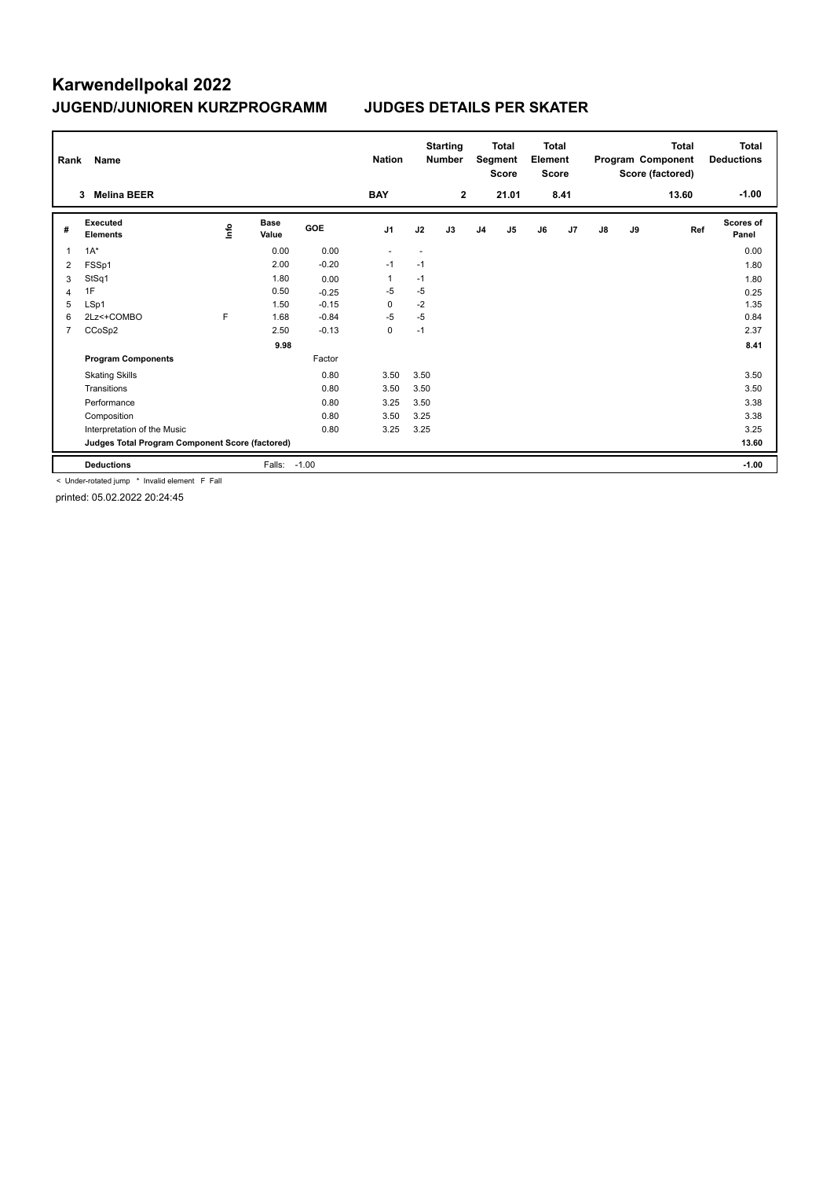# Karwendellpokal 2022

## JUGEND/JUNIOREN KURZPROGRAMM JUDGES DETAILS PER SKATER

| Rank | Name | Nation | Starting Number | Total Segment Score | Total Element Score | Total Program Component Score (factored) | Total Deductions |
|---|---|---|---|---|---|---|---|
| 3 | Melina BEER | BAY | 2 | 21.01 | 8.41 | 13.60 | -1.00 |

| # | Executed Elements | Info | Base Value | GOE | J1 | J2 | J3 | J4 | J5 | J6 | J7 | J8 | J9 | Ref | Scores of Panel |
|---|---|---|---|---|---|---|---|---|---|---|---|---|---|---|---|
| 1 | 1A* | | 0.00 | 0.00 | - | - | | | | | | | | | 0.00 |
| 2 | FSSp1 | | 2.00 | -0.20 | -1 | -1 | | | | | | | | | 1.80 |
| 3 | StSq1 | | 1.80 | 0.00 | 1 | -1 | | | | | | | | | 1.80 |
| 4 | 1F | | 0.50 | -0.25 | -5 | -5 | | | | | | | | | 0.25 |
| 5 | LSp1 | | 1.50 | -0.15 | 0 | -2 | | | | | | | | | 1.35 |
| 6 | 2Lz<+COMBO | F | 1.68 | -0.84 | -5 | -5 | | | | | | | | | 0.84 |
| 7 | CCoSp2 | | 2.50 | -0.13 | 0 | -1 | | | | | | | | | 2.37 |
| | | | 9.98 | | | | | | | | | | | | 8.41 |
| | **Program Components** | | | Factor | | | | | | | | | | | |
| | Skating Skills | | | 0.80 | 3.50 | 3.50 | | | | | | | | | 3.50 |
| | Transitions | | | 0.80 | 3.50 | 3.50 | | | | | | | | | 3.50 |
| | Performance | | | 0.80 | 3.25 | 3.50 | | | | | | | | | 3.38 |
| | Composition | | | 0.80 | 3.50 | 3.25 | | | | | | | | | 3.38 |
| | Interpretation of the Music | | | 0.80 | 3.25 | 3.25 | | | | | | | | | 3.25 |
| | **Judges Total Program Component Score (factored)** | | | | | | | | | | | | | | 13.60 |
| | **Deductions** | | Falls: | -1.00 | | | | | | | | | | | -1.00 |

< Under-rotated jump * Invalid element F Fall

printed: 05.02.2022 20:24:45